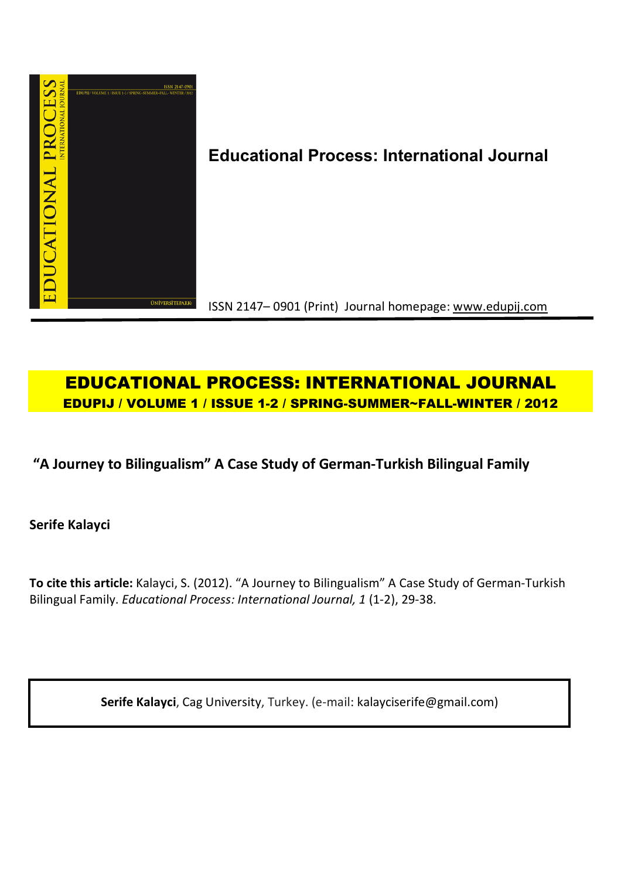**Educational Process: International Journal**

ISSN 2147– 0901 (Print) Journal homepage: www.edupij.com

# EDUCATIONAL PROCESS: INTERNATIONAL JOURNAL

**EDUPIJ / VOLUME 1 / ISSUE 1-2 / SPRING-SUMMER~FALL-WINTER / 2012**

## "A Journey to Bilingualism" A Case Study of German-Turkish Bilingual Family

**Serife Kalayci**

**To cite this article:** Kalayci, S. (2012). "A Journey to Bilingualism" A Case Study of German-Turkish Bilingual Family. *Educational Process: International Journal, 1* (1-2), 29-38.

**Serife Kalayci**, Cag University, Turkey. (e-mail: kalayciserife@gmail.com)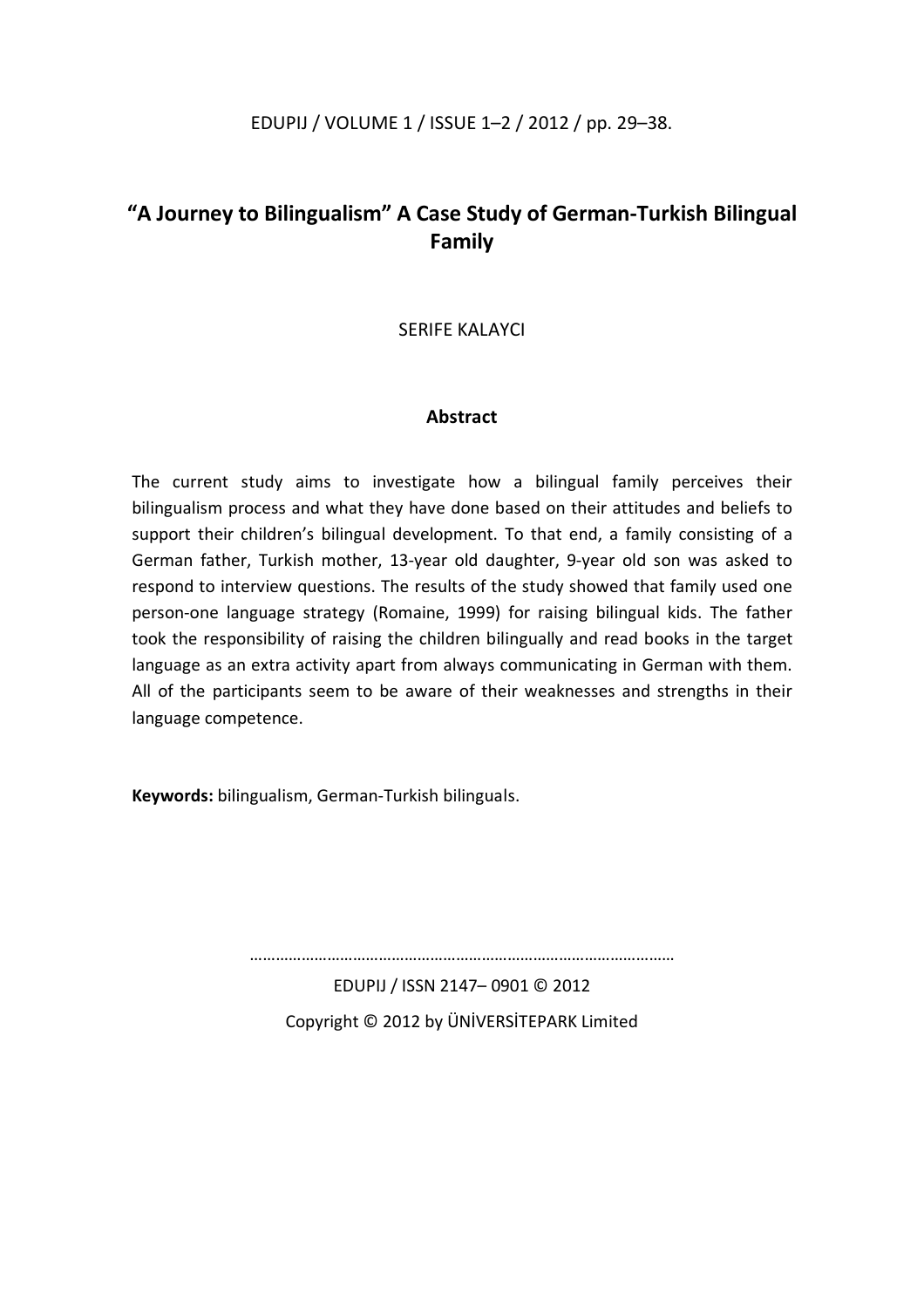# "A Journey to Bilingualism" A Case Study of German-Turkish Bilingual Family

SERIFE KALAYCI

## Abstract

The current study aims to investigate how a bilingual family perceives their bilingualism process and what they have done based on their attitudes and beliefs to support their children's bilingual development. To that end, a family consisting of a German father, Turkish mother, 13-year old daughter, 9-year old son was asked to respond to interview questions. The results of the study showed that family used one person-one language strategy (Romaine, 1999) for raising bilingual kids. The father took the responsibility of raising the children bilingually and read books in the target language as an extra activity apart from always communicating in German with them. All of the participants seem to be aware of their weaknesses and strengths in their language competence.

**Keywords:** bilingualism, German-Turkish bilinguals.

…………………………………………………………………………………………

EDUPIJ / ISSN 2147– 0901 © 2012

Copyright © 2012 by ÜNİVERSİTEPARK Limited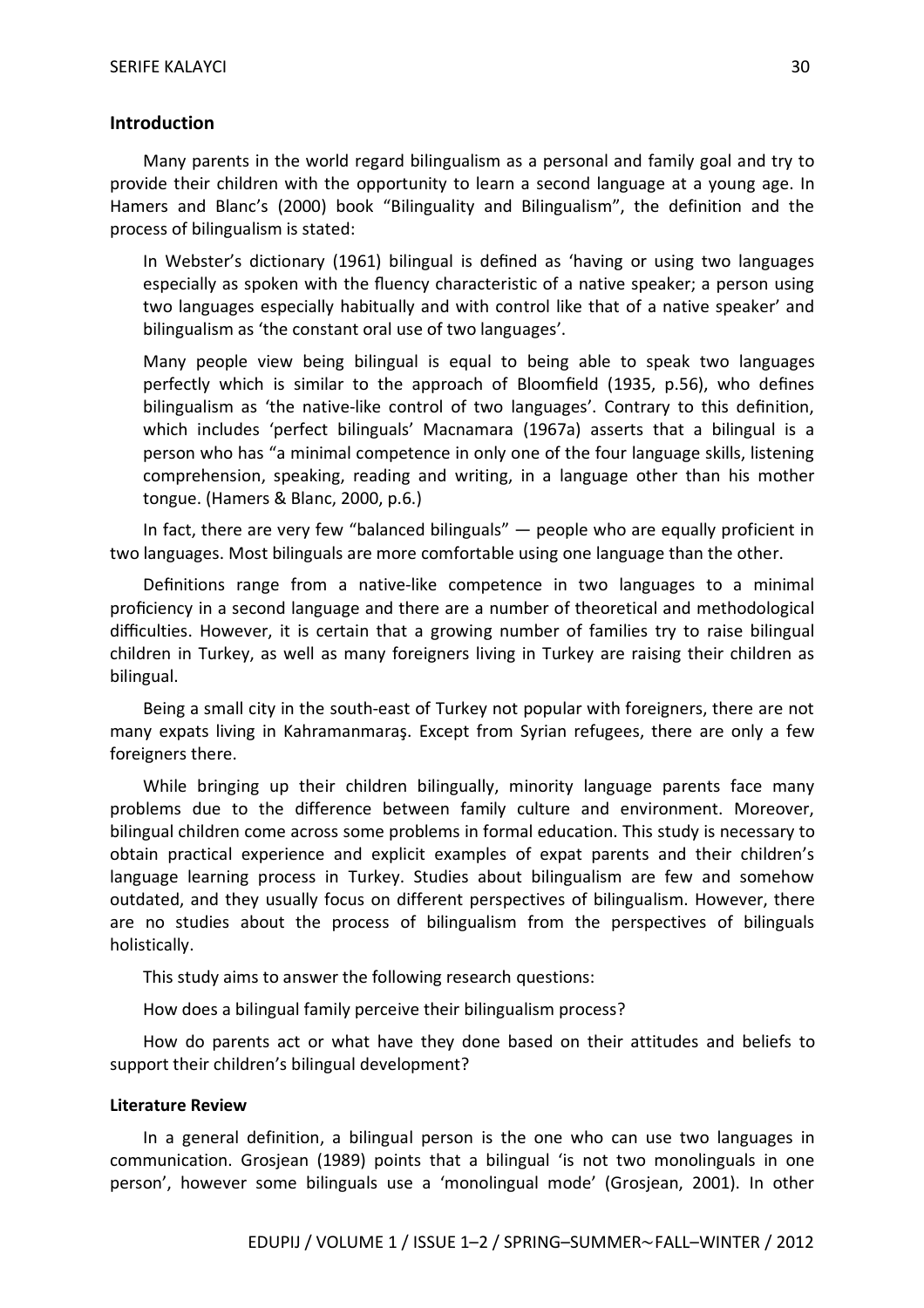## Introduction

Many parents in the world regard bilingualism as a personal and family goal and try to provide their children with the opportunity to learn a second language at a young age. In Hamers and Blanc's (2000) book "Bilinguality and Bilingualism", the definition and the process of bilingualism is stated:

> In Webster's dictionary (1961) bilingual is defined as 'having or using two languages especially as spoken with the fluency characteristic of a native speaker; a person using two languages especially habitually and with control like that of a native speaker' and bilingualism as 'the constant oral use of two languages'.
>
> Many people view being bilingual is equal to being able to speak two languages perfectly which is similar to the approach of Bloomfield (1935, p.56), who defines bilingualism as 'the native-like control of two languages'. Contrary to this definition, which includes 'perfect bilinguals' Macnamara (1967a) asserts that a bilingual is a person who has "a minimal competence in only one of the four language skills, listening comprehension, speaking, reading and writing, in a language other than his mother tongue. (Hamers & Blanc, 2000, p.6.)

In fact, there are very few "balanced bilinguals" — people who are equally proficient in two languages. Most bilinguals are more comfortable using one language than the other.

Definitions range from a native-like competence in two languages to a minimal proficiency in a second language and there are a number of theoretical and methodological difficulties. However, it is certain that a growing number of families try to raise bilingual children in Turkey, as well as many foreigners living in Turkey are raising their children as bilingual.

Being a small city in the south-east of Turkey not popular with foreigners, there are not many expats living in Kahramanmaraş. Except from Syrian refugees, there are only a few foreigners there.

While bringing up their children bilingually, minority language parents face many problems due to the difference between family culture and environment. Moreover, bilingual children come across some problems in formal education. This study is necessary to obtain practical experience and explicit examples of expat parents and their children's language learning process in Turkey. Studies about bilingualism are few and somehow outdated, and they usually focus on different perspectives of bilingualism. However, there are no studies about the process of bilingualism from the perspectives of bilinguals holistically.

This study aims to answer the following research questions:

How does a bilingual family perceive their bilingualism process?

How do parents act or what have they done based on their attitudes and beliefs to support their children's bilingual development?

### Literature Review

In a general definition, a bilingual person is the one who can use two languages in communication. Grosjean (1989) points that a bilingual 'is not two monolinguals in one person', however some bilinguals use a 'monolingual mode' (Grosjean, 2001). In other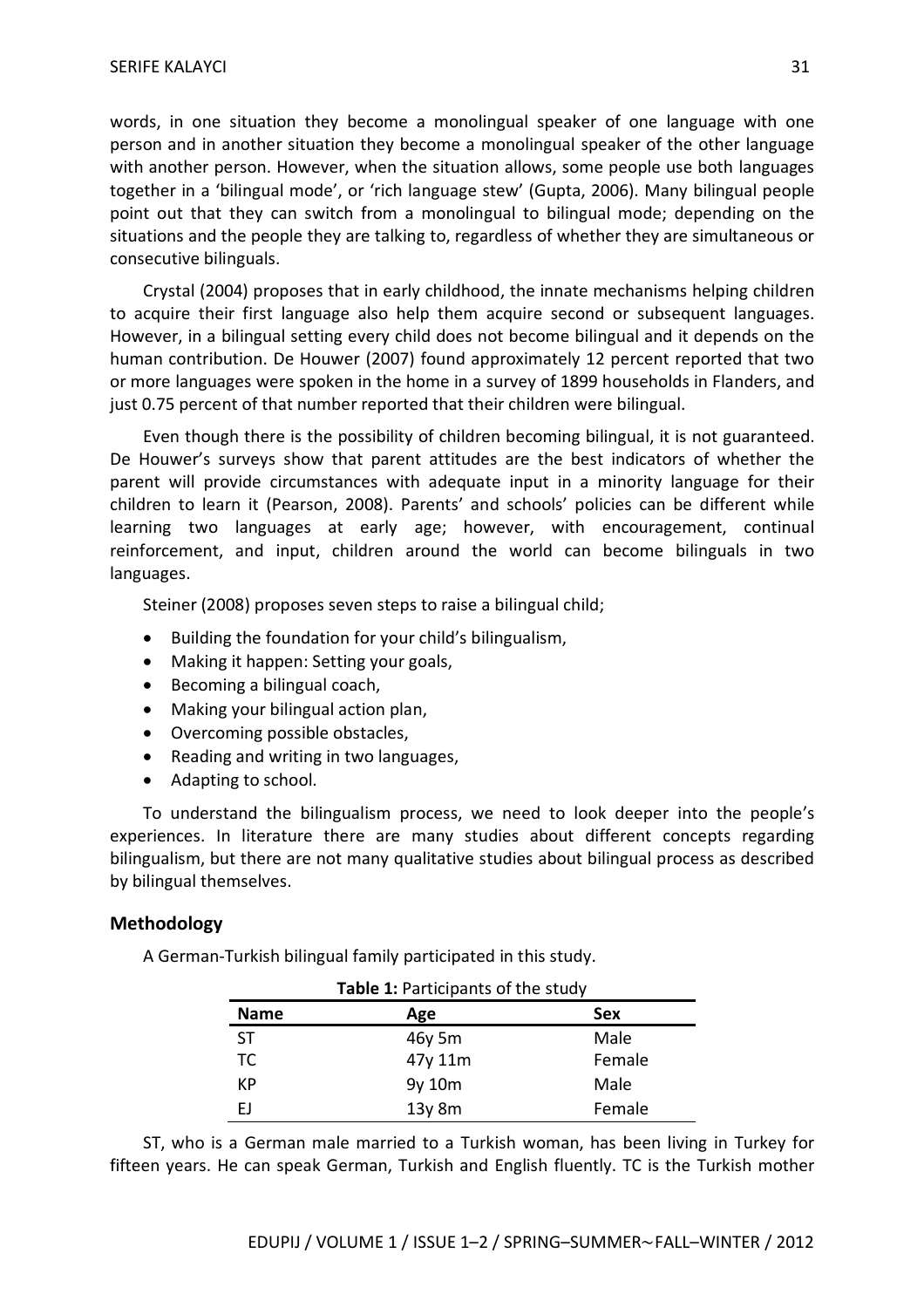words, in one situation they become a monolingual speaker of one language with one person and in another situation they become a monolingual speaker of the other language with another person. However, when the situation allows, some people use both languages together in a 'bilingual mode', or 'rich language stew' (Gupta, 2006). Many bilingual people point out that they can switch from a monolingual to bilingual mode; depending on the situations and the people they are talking to, regardless of whether they are simultaneous or consecutive bilinguals.

Crystal (2004) proposes that in early childhood, the innate mechanisms helping children to acquire their first language also help them acquire second or subsequent languages. However, in a bilingual setting every child does not become bilingual and it depends on the human contribution. De Houwer (2007) found approximately 12 percent reported that two or more languages were spoken in the home in a survey of 1899 households in Flanders, and just 0.75 percent of that number reported that their children were bilingual.

Even though there is the possibility of children becoming bilingual, it is not guaranteed. De Houwer's surveys show that parent attitudes are the best indicators of whether the parent will provide circumstances with adequate input in a minority language for their children to learn it (Pearson, 2008). Parents' and schools' policies can be different while learning two languages at early age; however, with encouragement, continual reinforcement, and input, children around the world can become bilinguals in two languages.

Steiner (2008) proposes seven steps to raise a bilingual child;

- Building the foundation for your child's bilingualism,
- Making it happen: Setting your goals,
- Becoming a bilingual coach,
- Making your bilingual action plan,
- Overcoming possible obstacles,
- Reading and writing in two languages,
- Adapting to school.

To understand the bilingualism process, we need to look deeper into the people's experiences. In literature there are many studies about different concepts regarding bilingualism, but there are not many qualitative studies about bilingual process as described by bilingual themselves.

## Methodology

A German-Turkish bilingual family participated in this study.

**Table 1:** Participants of the study

| Name | Age | Sex |
|---|---|---|
| ST | 46y 5m | Male |
| TC | 47y 11m | Female |
| KP | 9y 10m | Male |
| EJ | 13y 8m | Female |

ST, who is a German male married to a Turkish woman, has been living in Turkey for fifteen years. He can speak German, Turkish and English fluently. TC is the Turkish mother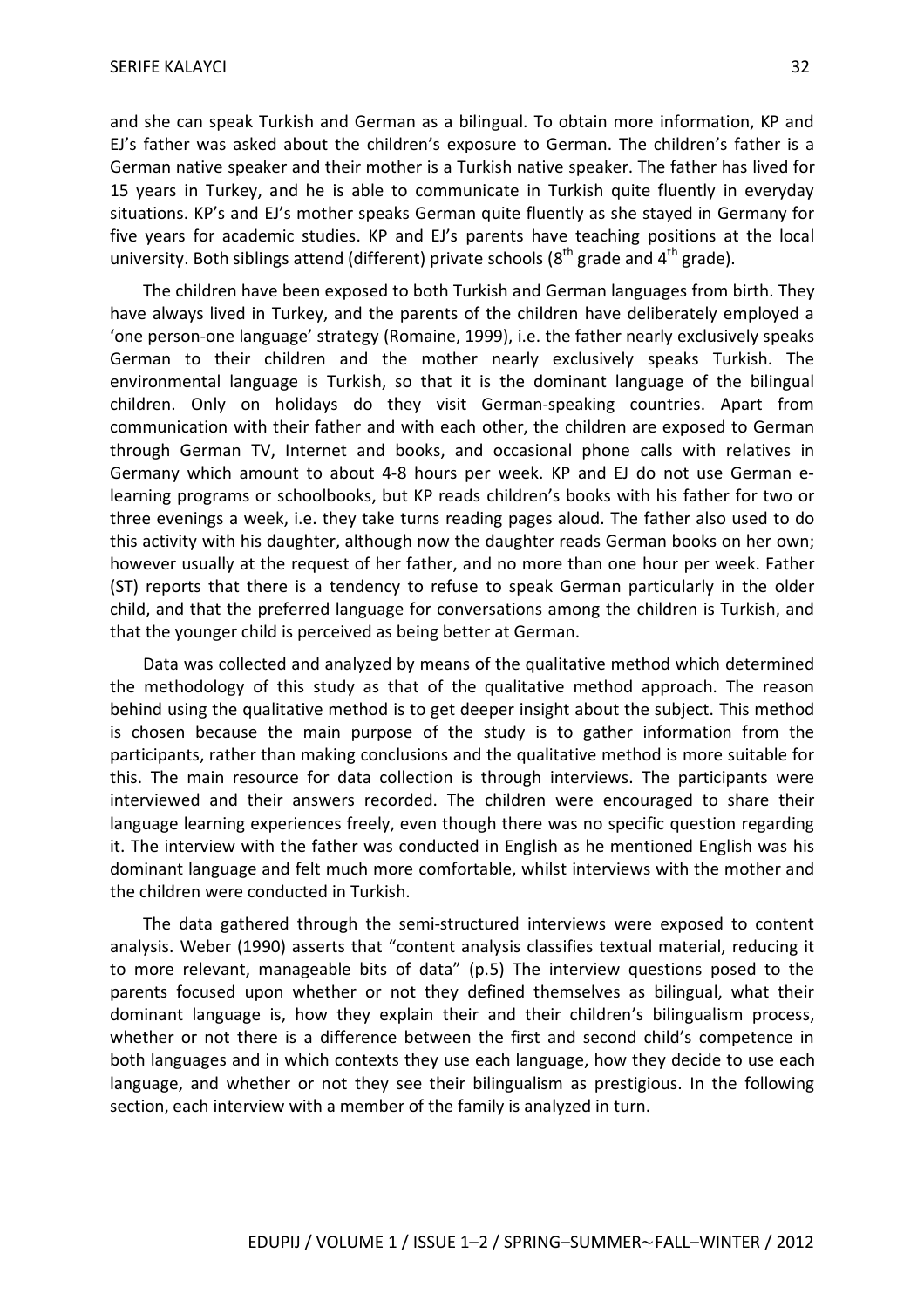and she can speak Turkish and German as a bilingual. To obtain more information, KP and EJ's father was asked about the children's exposure to German. The children's father is a German native speaker and their mother is a Turkish native speaker. The father has lived for 15 years in Turkey, and he is able to communicate in Turkish quite fluently in everyday situations. KP's and EJ's mother speaks German quite fluently as she stayed in Germany for five years for academic studies. KP and EJ's parents have teaching positions at the local university. Both siblings attend (different) private schools (8th grade and 4th grade).

The children have been exposed to both Turkish and German languages from birth. They have always lived in Turkey, and the parents of the children have deliberately employed a 'one person-one language' strategy (Romaine, 1999), i.e. the father nearly exclusively speaks German to their children and the mother nearly exclusively speaks Turkish. The environmental language is Turkish, so that it is the dominant language of the bilingual children. Only on holidays do they visit German-speaking countries. Apart from communication with their father and with each other, the children are exposed to German through German TV, Internet and books, and occasional phone calls with relatives in Germany which amount to about 4-8 hours per week. KP and EJ do not use German e-learning programs or schoolbooks, but KP reads children's books with his father for two or three evenings a week, i.e. they take turns reading pages aloud. The father also used to do this activity with his daughter, although now the daughter reads German books on her own; however usually at the request of her father, and no more than one hour per week. Father (ST) reports that there is a tendency to refuse to speak German particularly in the older child, and that the preferred language for conversations among the children is Turkish, and that the younger child is perceived as being better at German.

Data was collected and analyzed by means of the qualitative method which determined the methodology of this study as that of the qualitative method approach. The reason behind using the qualitative method is to get deeper insight about the subject. This method is chosen because the main purpose of the study is to gather information from the participants, rather than making conclusions and the qualitative method is more suitable for this. The main resource for data collection is through interviews. The participants were interviewed and their answers recorded. The children were encouraged to share their language learning experiences freely, even though there was no specific question regarding it. The interview with the father was conducted in English as he mentioned English was his dominant language and felt much more comfortable, whilst interviews with the mother and the children were conducted in Turkish.

The data gathered through the semi-structured interviews were exposed to content analysis. Weber (1990) asserts that "content analysis classifies textual material, reducing it to more relevant, manageable bits of data" (p.5) The interview questions posed to the parents focused upon whether or not they defined themselves as bilingual, what their dominant language is, how they explain their and their children's bilingualism process, whether or not there is a difference between the first and second child's competence in both languages and in which contexts they use each language, how they decide to use each language, and whether or not they see their bilingualism as prestigious. In the following section, each interview with a member of the family is analyzed in turn.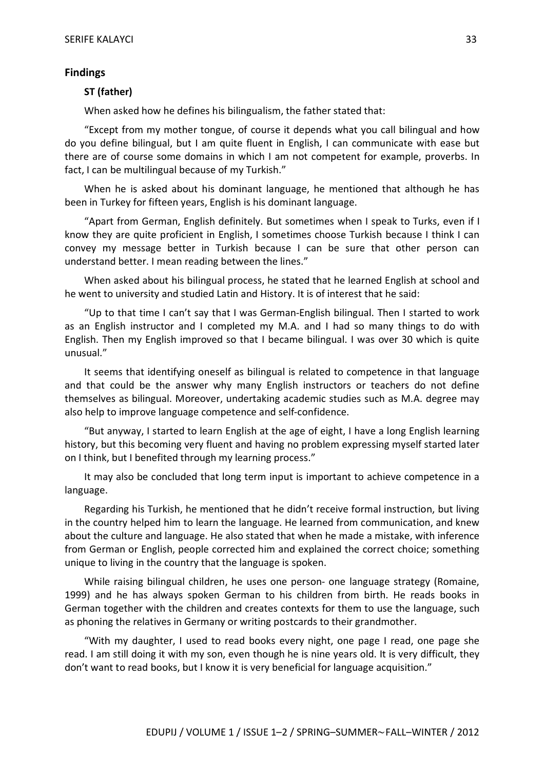## Findings

### ST (father)

When asked how he defines his bilingualism, the father stated that:

"Except from my mother tongue, of course it depends what you call bilingual and how do you define bilingual, but I am quite fluent in English, I can communicate with ease but there are of course some domains in which I am not competent for example, proverbs. In fact, I can be multilingual because of my Turkish."

When he is asked about his dominant language, he mentioned that although he has been in Turkey for fifteen years, English is his dominant language.

"Apart from German, English definitely. But sometimes when I speak to Turks, even if I know they are quite proficient in English, I sometimes choose Turkish because I think I can convey my message better in Turkish because I can be sure that other person can understand better. I mean reading between the lines."

When asked about his bilingual process, he stated that he learned English at school and he went to university and studied Latin and History. It is of interest that he said:

"Up to that time I can't say that I was German-English bilingual. Then I started to work as an English instructor and I completed my M.A. and I had so many things to do with English. Then my English improved so that I became bilingual. I was over 30 which is quite unusual."

It seems that identifying oneself as bilingual is related to competence in that language and that could be the answer why many English instructors or teachers do not define themselves as bilingual. Moreover, undertaking academic studies such as M.A. degree may also help to improve language competence and self-confidence.

"But anyway, I started to learn English at the age of eight, I have a long English learning history, but this becoming very fluent and having no problem expressing myself started later on I think, but I benefited through my learning process."

It may also be concluded that long term input is important to achieve competence in a language.

Regarding his Turkish, he mentioned that he didn't receive formal instruction, but living in the country helped him to learn the language. He learned from communication, and knew about the culture and language. He also stated that when he made a mistake, with inference from German or English, people corrected him and explained the correct choice; something unique to living in the country that the language is spoken.

While raising bilingual children, he uses one person- one language strategy (Romaine, 1999) and he has always spoken German to his children from birth. He reads books in German together with the children and creates contexts for them to use the language, such as phoning the relatives in Germany or writing postcards to their grandmother.

"With my daughter, I used to read books every night, one page I read, one page she read. I am still doing it with my son, even though he is nine years old. It is very difficult, they don't want to read books, but I know it is very beneficial for language acquisition."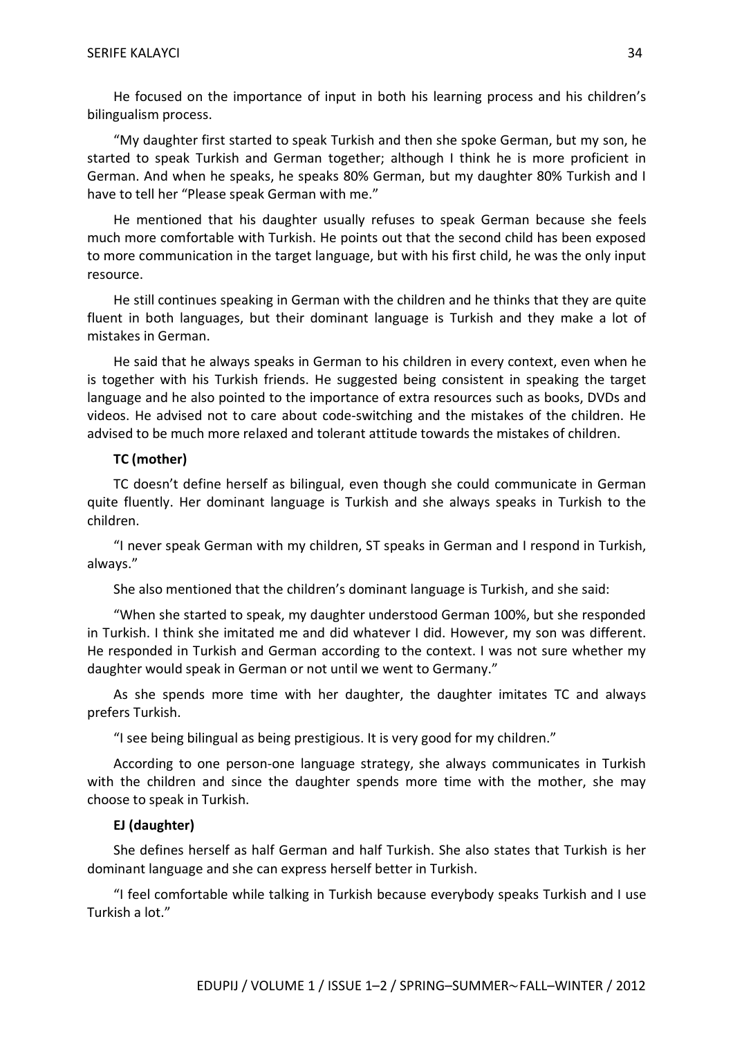He focused on the importance of input in both his learning process and his children's bilingualism process.

"My daughter first started to speak Turkish and then she spoke German, but my son, he started to speak Turkish and German together; although I think he is more proficient in German. And when he speaks, he speaks 80% German, but my daughter 80% Turkish and I have to tell her "Please speak German with me."

He mentioned that his daughter usually refuses to speak German because she feels much more comfortable with Turkish. He points out that the second child has been exposed to more communication in the target language, but with his first child, he was the only input resource.

He still continues speaking in German with the children and he thinks that they are quite fluent in both languages, but their dominant language is Turkish and they make a lot of mistakes in German.

He said that he always speaks in German to his children in every context, even when he is together with his Turkish friends. He suggested being consistent in speaking the target language and he also pointed to the importance of extra resources such as books, DVDs and videos. He advised not to care about code-switching and the mistakes of the children. He advised to be much more relaxed and tolerant attitude towards the mistakes of children.

**TC (mother)**

TC doesn't define herself as bilingual, even though she could communicate in German quite fluently. Her dominant language is Turkish and she always speaks in Turkish to the children.

"I never speak German with my children, ST speaks in German and I respond in Turkish, always."

She also mentioned that the children's dominant language is Turkish, and she said:

"When she started to speak, my daughter understood German 100%, but she responded in Turkish. I think she imitated me and did whatever I did. However, my son was different. He responded in Turkish and German according to the context. I was not sure whether my daughter would speak in German or not until we went to Germany."

As she spends more time with her daughter, the daughter imitates TC and always prefers Turkish.

"I see being bilingual as being prestigious. It is very good for my children."

According to one person-one language strategy, she always communicates in Turkish with the children and since the daughter spends more time with the mother, she may choose to speak in Turkish.

**EJ (daughter)**

She defines herself as half German and half Turkish. She also states that Turkish is her dominant language and she can express herself better in Turkish.

"I feel comfortable while talking in Turkish because everybody speaks Turkish and I use Turkish a lot."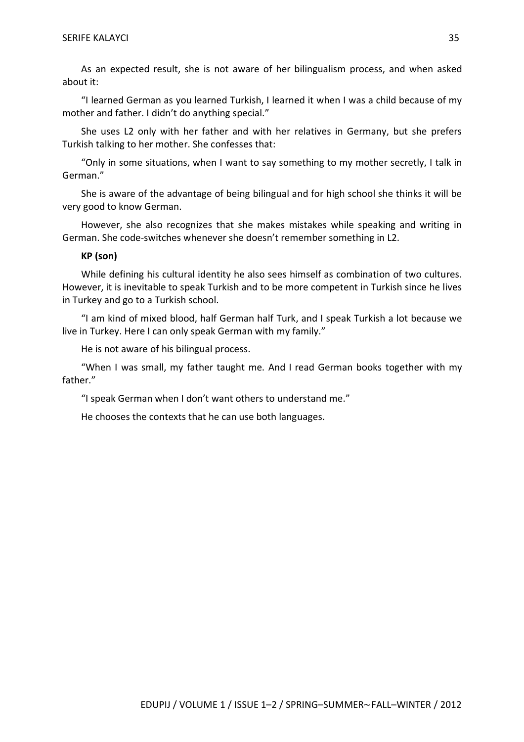As an expected result, she is not aware of her bilingualism process, and when asked about it:

"I learned German as you learned Turkish, I learned it when I was a child because of my mother and father. I didn't do anything special."

She uses L2 only with her father and with her relatives in Germany, but she prefers Turkish talking to her mother. She confesses that:

"Only in some situations, when I want to say something to my mother secretly, I talk in German."

She is aware of the advantage of being bilingual and for high school she thinks it will be very good to know German.

However, she also recognizes that she makes mistakes while speaking and writing in German. She code-switches whenever she doesn't remember something in L2.

**KP (son)**

While defining his cultural identity he also sees himself as combination of two cultures. However, it is inevitable to speak Turkish and to be more competent in Turkish since he lives in Turkey and go to a Turkish school.

"I am kind of mixed blood, half German half Turk, and I speak Turkish a lot because we live in Turkey. Here I can only speak German with my family."

He is not aware of his bilingual process.

"When I was small, my father taught me. And I read German books together with my father."

"I speak German when I don't want others to understand me."

He chooses the contexts that he can use both languages.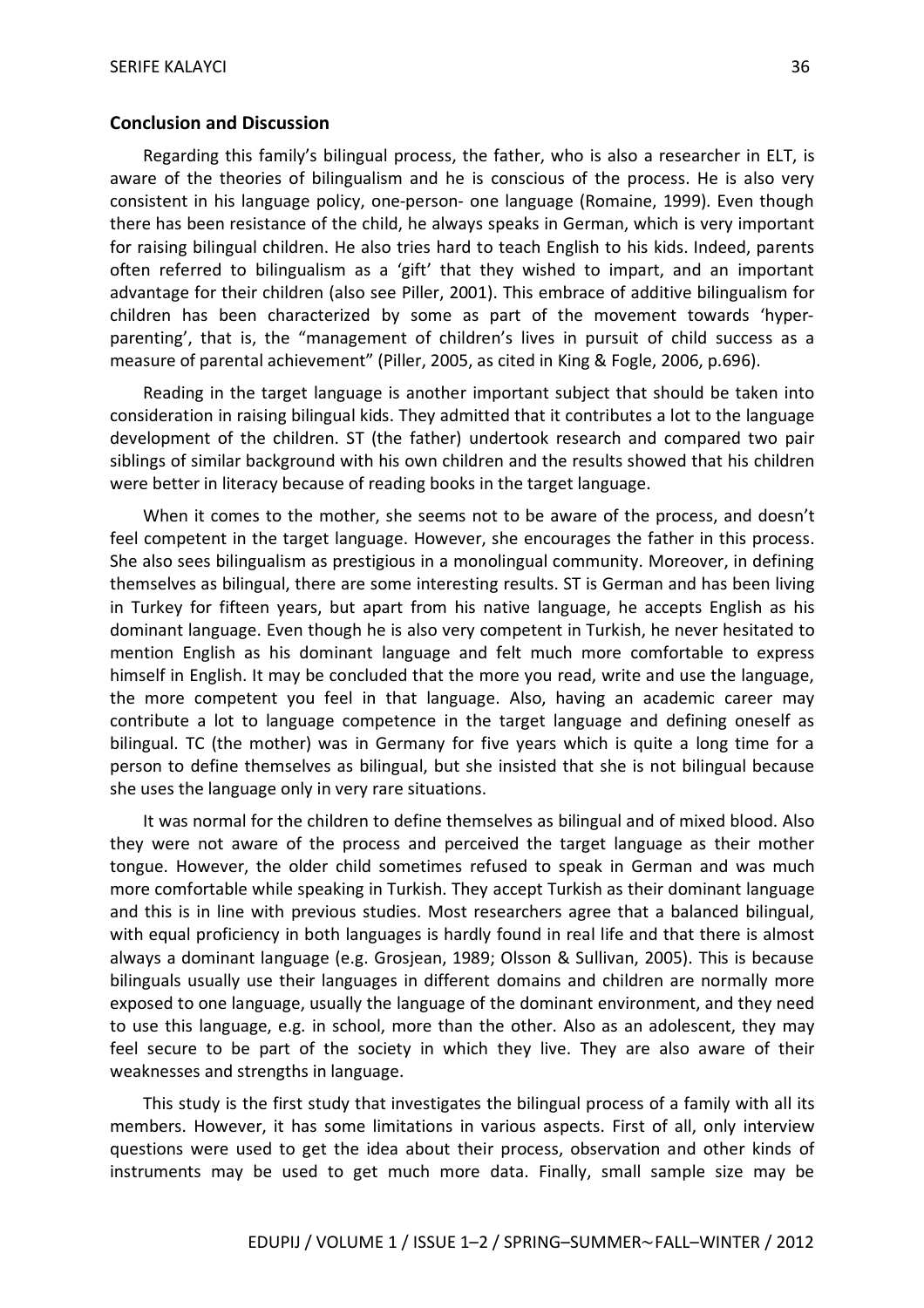## Conclusion and Discussion

Regarding this family's bilingual process, the father, who is also a researcher in ELT, is aware of the theories of bilingualism and he is conscious of the process. He is also very consistent in his language policy, one-person- one language (Romaine, 1999). Even though there has been resistance of the child, he always speaks in German, which is very important for raising bilingual children. He also tries hard to teach English to his kids. Indeed, parents often referred to bilingualism as a 'gift' that they wished to impart, and an important advantage for their children (also see Piller, 2001). This embrace of additive bilingualism for children has been characterized by some as part of the movement towards 'hyper-parenting', that is, the "management of children's lives in pursuit of child success as a measure of parental achievement" (Piller, 2005, as cited in King & Fogle, 2006, p.696).

Reading in the target language is another important subject that should be taken into consideration in raising bilingual kids. They admitted that it contributes a lot to the language development of the children. ST (the father) undertook research and compared two pair siblings of similar background with his own children and the results showed that his children were better in literacy because of reading books in the target language.

When it comes to the mother, she seems not to be aware of the process, and doesn't feel competent in the target language. However, she encourages the father in this process. She also sees bilingualism as prestigious in a monolingual community. Moreover, in defining themselves as bilingual, there are some interesting results. ST is German and has been living in Turkey for fifteen years, but apart from his native language, he accepts English as his dominant language. Even though he is also very competent in Turkish, he never hesitated to mention English as his dominant language and felt much more comfortable to express himself in English. It may be concluded that the more you read, write and use the language, the more competent you feel in that language. Also, having an academic career may contribute a lot to language competence in the target language and defining oneself as bilingual. TC (the mother) was in Germany for five years which is quite a long time for a person to define themselves as bilingual, but she insisted that she is not bilingual because she uses the language only in very rare situations.

It was normal for the children to define themselves as bilingual and of mixed blood. Also they were not aware of the process and perceived the target language as their mother tongue. However, the older child sometimes refused to speak in German and was much more comfortable while speaking in Turkish. They accept Turkish as their dominant language and this is in line with previous studies. Most researchers agree that a balanced bilingual, with equal proficiency in both languages is hardly found in real life and that there is almost always a dominant language (e.g. Grosjean, 1989; Olsson & Sullivan, 2005). This is because bilinguals usually use their languages in different domains and children are normally more exposed to one language, usually the language of the dominant environment, and they need to use this language, e.g. in school, more than the other. Also as an adolescent, they may feel secure to be part of the society in which they live. They are also aware of their weaknesses and strengths in language.

This study is the first study that investigates the bilingual process of a family with all its members. However, it has some limitations in various aspects. First of all, only interview questions were used to get the idea about their process, observation and other kinds of instruments may be used to get much more data. Finally, small sample size may be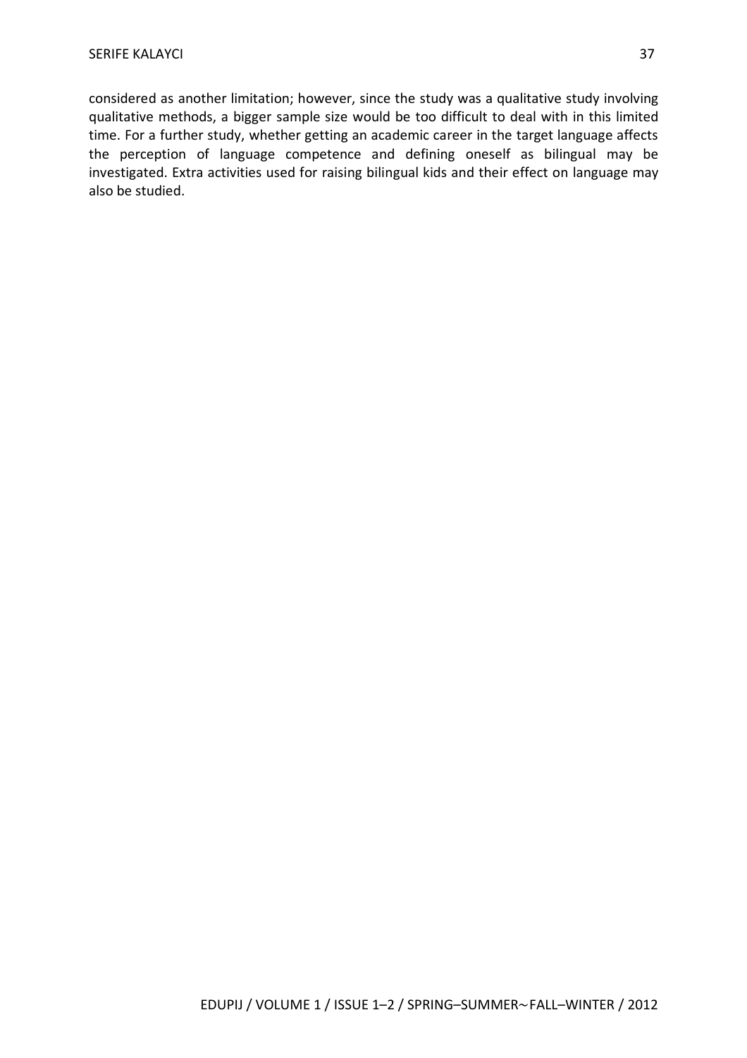considered as another limitation; however, since the study was a qualitative study involving qualitative methods, a bigger sample size would be too difficult to deal with in this limited time. For a further study, whether getting an academic career in the target language affects the perception of language competence and defining oneself as bilingual may be investigated. Extra activities used for raising bilingual kids and their effect on language may also be studied.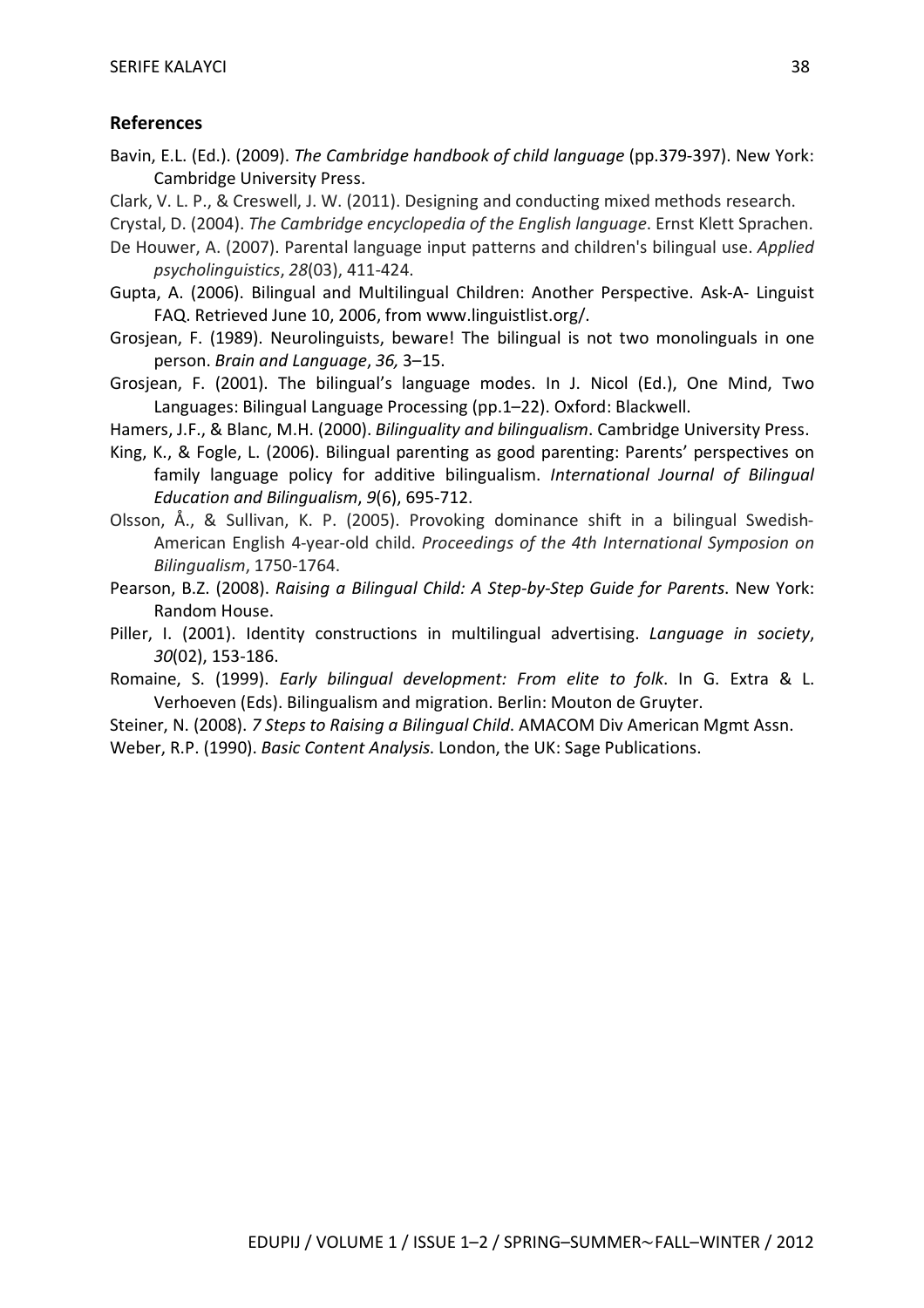## References

Bavin, E.L. (Ed.). (2009). *The Cambridge handbook of child language* (pp.379-397). New York: Cambridge University Press.

Clark, V. L. P., & Creswell, J. W. (2011). Designing and conducting mixed methods research.

Crystal, D. (2004). *The Cambridge encyclopedia of the English language*. Ernst Klett Sprachen.

De Houwer, A. (2007). Parental language input patterns and children's bilingual use. *Applied psycholinguistics*, *28*(03), 411-424.

Gupta, A. (2006). Bilingual and Multilingual Children: Another Perspective. Ask-A- Linguist FAQ. Retrieved June 10, 2006, from www.linguistlist.org/.

Grosjean, F. (1989). Neurolinguists, beware! The bilingual is not two monolinguals in one person. *Brain and Language*, *36,* 3–15.

Grosjean, F. (2001). The bilingual's language modes. In J. Nicol (Ed.), One Mind, Two Languages: Bilingual Language Processing (pp.1–22). Oxford: Blackwell.

Hamers, J.F., & Blanc, M.H. (2000). *Bilinguality and bilingualism*. Cambridge University Press.

King, K., & Fogle, L. (2006). Bilingual parenting as good parenting: Parents' perspectives on family language policy for additive bilingualism. *International Journal of Bilingual Education and Bilingualism*, *9*(6), 695-712.

Olsson, Å., & Sullivan, K. P. (2005). Provoking dominance shift in a bilingual Swedish-American English 4-year-old child. *Proceedings of the 4th International Symposion on Bilingualism*, 1750-1764.

Pearson, B.Z. (2008). *Raising a Bilingual Child: A Step-by-Step Guide for Parents*. New York: Random House.

Piller, I. (2001). Identity constructions in multilingual advertising. *Language in society*, *30*(02), 153-186.

Romaine, S. (1999). *Early bilingual development: From elite to folk*. In G. Extra & L. Verhoeven (Eds). Bilingualism and migration. Berlin: Mouton de Gruyter.

Steiner, N. (2008). *7 Steps to Raising a Bilingual Child*. AMACOM Div American Mgmt Assn.

Weber, R.P. (1990). *Basic Content Analysis*. London, the UK: Sage Publications.